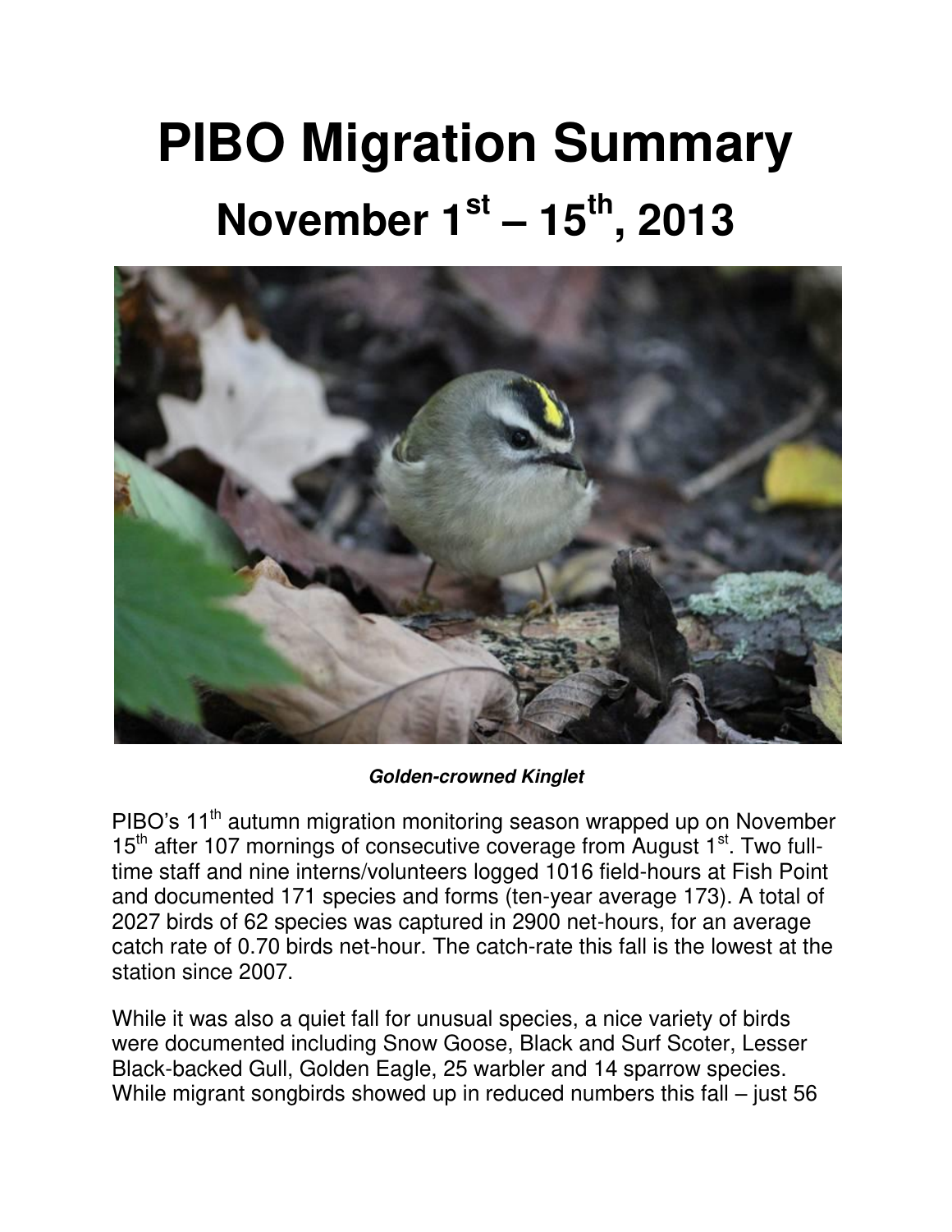# PIBO Migration Summary

## November 1st – 15th, 2013

***Golden-crowned Kinglet***

PIBO's 11th autumn migration monitoring season wrapped up on November 15th after 107 mornings of consecutive coverage from August 1st. Two full-time staff and nine interns/volunteers logged 1016 field-hours at Fish Point and documented 171 species and forms (ten-year average 173). A total of 2027 birds of 62 species was captured in 2900 net-hours, for an average catch rate of 0.70 birds net-hour. The catch-rate this fall is the lowest at the station since 2007.

While it was also a quiet fall for unusual species, a nice variety of birds were documented including Snow Goose, Black and Surf Scoter, Lesser Black-backed Gull, Golden Eagle, 25 warbler and 14 sparrow species. While migrant songbirds showed up in reduced numbers this fall – just 56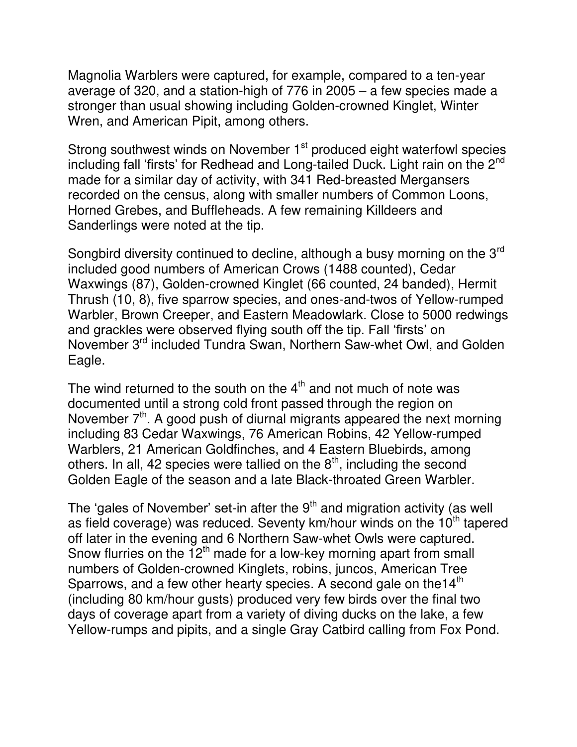Magnolia Warblers were captured, for example, compared to a ten-year average of 320, and a station-high of 776 in 2005 – a few species made a stronger than usual showing including Golden-crowned Kinglet, Winter Wren, and American Pipit, among others.

Strong southwest winds on November 1st produced eight waterfowl species including fall 'firsts' for Redhead and Long-tailed Duck. Light rain on the 2nd made for a similar day of activity, with 341 Red-breasted Mergansers recorded on the census, along with smaller numbers of Common Loons, Horned Grebes, and Buffleheads. A few remaining Killdeers and Sanderlings were noted at the tip.

Songbird diversity continued to decline, although a busy morning on the 3rd included good numbers of American Crows (1488 counted), Cedar Waxwings (87), Golden-crowned Kinglet (66 counted, 24 banded), Hermit Thrush (10, 8), five sparrow species, and ones-and-twos of Yellow-rumped Warbler, Brown Creeper, and Eastern Meadowlark. Close to 5000 redwings and grackles were observed flying south off the tip. Fall 'firsts' on November 3rd included Tundra Swan, Northern Saw-whet Owl, and Golden Eagle.

The wind returned to the south on the 4th and not much of note was documented until a strong cold front passed through the region on November 7th. A good push of diurnal migrants appeared the next morning including 83 Cedar Waxwings, 76 American Robins, 42 Yellow-rumped Warblers, 21 American Goldfinches, and 4 Eastern Bluebirds, among others. In all, 42 species were tallied on the 8th, including the second Golden Eagle of the season and a late Black-throated Green Warbler.

The 'gales of November' set-in after the 9th and migration activity (as well as field coverage) was reduced. Seventy km/hour winds on the 10th tapered off later in the evening and 6 Northern Saw-whet Owls were captured. Snow flurries on the 12th made for a low-key morning apart from small numbers of Golden-crowned Kinglets, robins, juncos, American Tree Sparrows, and a few other hearty species. A second gale on the14th (including 80 km/hour gusts) produced very few birds over the final two days of coverage apart from a variety of diving ducks on the lake, a few Yellow-rumps and pipits, and a single Gray Catbird calling from Fox Pond.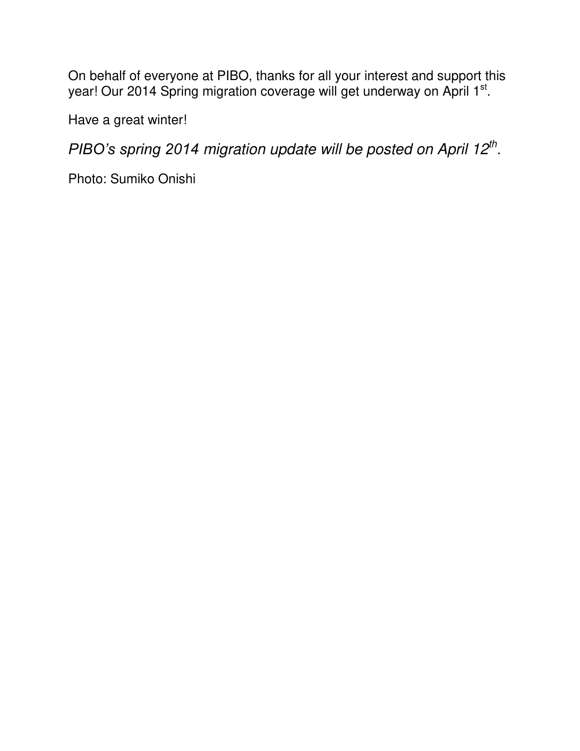On behalf of everyone at PIBO, thanks for all your interest and support this year! Our 2014 Spring migration coverage will get underway on April 1st.

Have a great winter!

*PIBO's spring 2014 migration update will be posted on April 12th.*

Photo: Sumiko Onishi